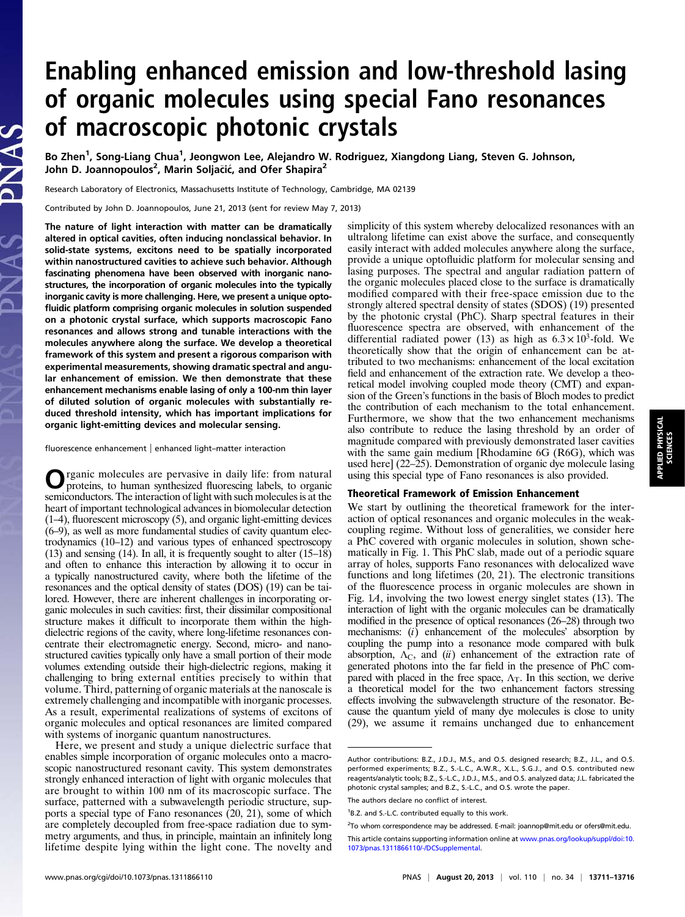# Enabling enhanced emission and low-threshold lasing of organic molecules using special Fano resonances of macroscopic photonic crystals

Bo Zhen[1], Song-Liang Chua[1], Jeongwon Lee, Alejandro W. Rodriguez, Xiangdong Liang, Steven G. Johnson, John D. Joannopoulos[2], Marin Soljačić, and Ofer Shapira[2]

Research Laboratory of Electronics, Massachusetts Institute of Technology, Cambridge, MA 02139

Contributed by John D. Joannopoulos, June 21, 2013 (sent for review May 7, 2013)

**The nature of light interaction with matter can be dramatically altered in optical cavities, often inducing nonclassical behavior. In solid-state systems, excitons need to be spatially incorporated within nanostructured cavities to achieve such behavior. Although fascinating phenomena have been observed with inorganic nanostructures, the incorporation of organic molecules into the typically inorganic cavity is more challenging. Here, we present a unique optofluidic platform comprising organic molecules in solution suspended on a photonic crystal surface, which supports macroscopic Fano resonances and allows strong and tunable interactions with the molecules anywhere along the surface. We develop a theoretical framework of this system and present a rigorous comparison with experimental measurements, showing dramatic spectral and angular enhancement of emission. We then demonstrate that these enhancement mechanisms enable lasing of only a 100-nm thin layer of diluted solution of organic molecules with substantially reduced threshold intensity, which has important implications for organic light-emitting devices and molecular sensing.**

fluorescence enhancement | enhanced light–matter interaction

Organic molecules are pervasive in daily life: from natural proteins, to human synthesized fluorescing labels, to organic semiconductors. The interaction of light with such molecules is at the heart of important technological advances in biomolecular detection (1–4), fluorescent microscopy (5), and organic light-emitting devices (6–9), as well as more fundamental studies of cavity quantum electrodynamics (10–12) and various types of enhanced spectroscopy (13) and sensing (14). In all, it is frequently sought to alter (15–18) and often to enhance this interaction by allowing it to occur in a typically nanostructured cavity, where both the lifetime of the resonances and the optical density of states (DOS) (19) can be tailored. However, there are inherent challenges in incorporating organic molecules in such cavities: first, their dissimilar compositional structure makes it difficult to incorporate them within the high-dielectric regions of the cavity, where long-lifetime resonances concentrate their electromagnetic energy. Second, micro- and nanostructured cavities typically only have a small portion of their mode volumes extending outside their high-dielectric regions, making it challenging to bring external entities precisely to within that volume. Third, patterning of organic materials at the nanoscale is extremely challenging and incompatible with inorganic processes. As a result, experimental realizations of systems of excitons of organic molecules and optical resonances are limited compared with systems of inorganic quantum nanostructures.

Here, we present and study a unique dielectric surface that enables simple incorporation of organic molecules onto a macroscopic nanostructured resonant cavity. This system demonstrates strongly enhanced interaction of light with organic molecules that are brought to within 100 nm of its macroscopic surface. The surface, patterned with a subwavelength periodic structure, supports a special type of Fano resonances (20, 21), some of which are completely decoupled from free-space radiation due to symmetry arguments, and thus, in principle, maintain an infinitely long lifetime despite lying within the light cone. The novelty and simplicity of this system whereby delocalized resonances with an ultralong lifetime can exist above the surface, and consequently easily interact with added molecules anywhere along the surface, provide a unique optofluidic platform for molecular sensing and lasing purposes. The spectral and angular radiation pattern of the organic molecules placed close to the surface is dramatically modified compared with their free-space emission due to the strongly altered spectral density of states (SDOS) (19) presented by the photonic crystal (PhC). Sharp spectral features in their fluorescence spectra are observed, with enhancement of the differential radiated power (13) as high as $6.3\times10^3$-fold. We theoretically show that the origin of enhancement can be attributed to two mechanisms: enhancement of the local excitation field and enhancement of the extraction rate. We develop a theoretical model involving coupled mode theory (CMT) and expansion of the Green's functions in the basis of Bloch modes to predict the contribution of each mechanism to the total enhancement. Furthermore, we show that the two enhancement mechanisms also contribute to reduce the lasing threshold by an order of magnitude compared with previously demonstrated laser cavities with the same gain medium [Rhodamine 6G (R6G), which was used here] (22–25). Demonstration of organic dye molecule lasing using this special type of Fano resonances is also provided.

## Theoretical Framework of Emission Enhancement

We start by outlining the theoretical framework for the interaction of optical resonances and organic molecules in the weak-coupling regime. Without loss of generalities, we consider here a PhC covered with organic molecules in solution, shown schematically in Fig. 1. This PhC slab, made out of a periodic square array of holes, supports Fano resonances with delocalized wave functions and long lifetimes (20, 21). The electronic transitions of the fluorescence process in organic molecules are shown in Fig. 1*A*, involving the two lowest energy singlet states (13). The interaction of light with the organic molecules can be dramatically modified in the presence of optical resonances (26–28) through two mechanisms: (*i*) enhancement of the molecules' absorption by coupling the pump into a resonance mode compared with bulk absorption, $\Lambda_C$, and (*ii*) enhancement of the extraction rate of generated photons into the far field in the presence of PhC compared with placed in the free space, $\Lambda_T$. In this section, we derive a theoretical model for the two enhancement factors stressing effects involving the subwavelength structure of the resonator. Because the quantum yield of many dye molecules is close to unity (29), we assume it remains unchanged due to enhancement

---

Author contributions: B.Z., J.D.J., M.S., and O.S. designed research; B.Z., J.L., and O.S. performed experiments; B.Z., S.-L.C., A.W.R., X.L., S.G.J., and O.S. contributed new reagents/analytic tools; B.Z., S.-L.C., J.D.J., M.S., and O.S. analyzed data; J.L. fabricated the photonic crystal samples; and B.Z., S.-L.C., and O.S. wrote the paper.

The authors declare no conflict of interest.

[1]B.Z. and S.-L.C. contributed equally to this work.

[2]To whom correspondence may be addressed. E-mail: joannop@mit.edu or ofers@mit.edu.

This article contains supporting information online at www.pnas.org/lookup/suppl/doi:10.1073/pnas.1311866110/-/DCSupplemental.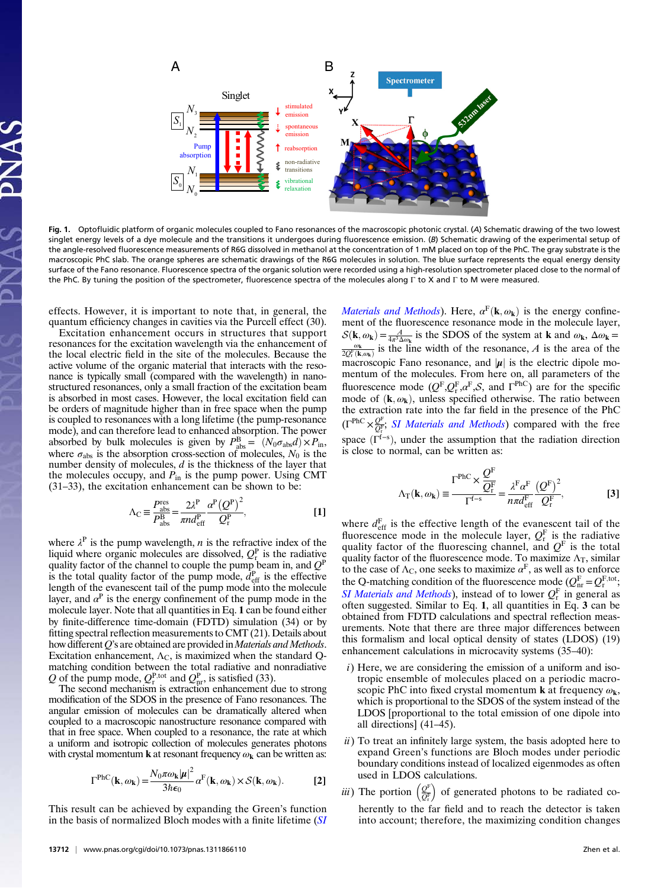Fig. 1. Optofluidic platform of organic molecules coupled to Fano resonances of the macroscopic photonic crystal. (A) Schematic drawing of the two lowest singlet energy levels of a dye molecule and the transitions it undergoes during fluorescence emission. (B) Schematic drawing of the experimental setup of the angle-resolved fluorescence measurements of R6G dissolved in methanol at the concentration of 1 mM placed on top of the PhC. The gray substrate is the macroscopic PhC slab. The orange spheres are schematic drawings of the R6G molecules in solution. The blue surface represents the equal energy density surface of the Fano resonance. Fluorescence spectra of the organic solution were recorded using a high-resolution spectrometer placed close to the normal of the PhC. By tuning the position of the spectrometer, fluorescence spectra of the molecules along Γ to X and Γ to M were measured.

effects. However, it is important to note that, in general, the quantum efficiency changes in cavities via the Purcell effect (30).

Excitation enhancement occurs in structures that support resonances for the excitation wavelength via the enhancement of the local electric field in the site of the molecules. Because the active volume of the organic material that interacts with the resonance is typically small (compared with the wavelength) in nanostructured resonances, only a small fraction of the excitation beam is absorbed in most cases. However, the local excitation field can be orders of magnitude higher than in free space when the pump is coupled to resonances with a long lifetime (the pump-resonance mode), and can therefore lead to enhanced absorption. The power absorbed by bulk molecules is given by $P^{B}_{abs} = (N_0 \sigma_{abs} d) \times P_{in}$, where $\sigma_{abs}$ is the absorption cross-section of molecules, $N_0$ is the number density of molecules, $d$ is the thickness of the layer that the molecules occupy, and $P_{in}$ is the pump power. Using CMT (31–33), the excitation enhancement can be shown to be:

$$\Lambda_C \equiv \frac{P^{res}_{abs}}{P^{B}_{abs}} = \frac{2\lambda^{P}}{\pi n d^{P}_{eff}} \frac{\alpha^{P}\left(Q^{P}\right)^2}{Q^{P}_{r}}, \qquad [1]$$

where $\lambda^P$ is the pump wavelength, $n$ is the refractive index of the liquid where organic molecules are dissolved, $Q^P_r$ is the radiative quality factor of the channel to couple the pump beam in, and $Q^P$ is the total quality factor of the pump mode, $d^P_{eff}$ is the effective length of the evanescent tail of the pump mode into the molecule layer, and $\alpha^P$ is the energy confinement of the pump mode in the molecule layer. Note that all quantities in Eq. **1** can be found either by finite-difference time-domain (FDTD) simulation (34) or by fitting spectral reflection measurements to CMT (21). Details about how different $Q$'s are obtained are provided in *Materials and Methods*. Excitation enhancement, $\Lambda_C$, is maximized when the standard Q-matching condition between the total radiative and nonradiative $Q$ of the pump mode, $Q^{P,tot}_r$ and $Q^P_{nr}$, is satisfied (33).

The second mechanism is extraction enhancement due to strong modification of the SDOS in the presence of Fano resonances. The angular emission of molecules can be dramatically altered when coupled to a macroscopic nanostructure resonance compared with that in free space. When coupled to a resonance, the rate at which a uniform and isotropic collection of molecules generates photons with crystal momentum $\mathbf{k}$ at resonant frequency $\omega_{\mathbf{k}}$ can be written as:

$$\Gamma^{PhC}(\mathbf{k},\omega_{\mathbf{k}}) = \frac{N_0 \pi \omega_{\mathbf{k}} |\boldsymbol{\mu}|^2}{3\hbar\epsilon_0} \alpha^{F}(\mathbf{k},\omega_{\mathbf{k}}) \times \mathcal{S}(\mathbf{k},\omega_{\mathbf{k}}). \qquad [2]$$

This result can be achieved by expanding the Green's function in the basis of normalized Bloch modes with a finite lifetime (*SI Materials and Methods*). Here, $\alpha^F(\mathbf{k},\omega_{\mathbf{k}})$ is the energy confinement of the fluorescence resonance mode in the molecule layer, $\mathcal{S}(\mathbf{k},\omega_{\mathbf{k}}) = \frac{A}{4\pi^2 \Delta\omega_{\mathbf{k}}}$ is the SDOS of the system at $\mathbf{k}$ and $\omega_{\mathbf{k}}$, $\Delta\omega_{\mathbf{k}} = \frac{\omega_{\mathbf{k}}}{2Q^F_r(\mathbf{k},\omega_{\mathbf{k}})}$ is the line width of the resonance, $A$ is the area of the macroscopic Fano resonance, and $|\boldsymbol{\mu}|$ is the electric dipole momentum of the molecules. From here on, all parameters of the fluorescence mode ($Q^F, Q^F_r, \alpha^F, \mathcal{S}$, and $\Gamma^{PhC}$) are for the specific mode of $(\mathbf{k},\omega_{\mathbf{k}})$, unless specified otherwise. The ratio between the extraction rate into the far field in the presence of the PhC ($\Gamma^{PhC} \times \frac{Q^F}{Q^F_r}$; *SI Materials and Methods*) compared with the free space ($\Gamma^{f\text{-}s}$), under the assumption that the radiation direction is close to normal, can be written as:

$$\Lambda_T(\mathbf{k},\omega_{\mathbf{k}}) \equiv \frac{\Gamma^{PhC} \times \frac{Q^F}{Q^F_r}}{\Gamma^{f\text{-}s}} = \frac{\lambda^F \alpha^F}{n\pi d^F_{eff}} \frac{\left(Q^F\right)^2}{Q^F_r}, \qquad [3]$$

where $d^F_{eff}$ is the effective length of the evanescent tail of the fluorescence mode in the molecule layer, $Q^F_r$ is the radiative quality factor of the fluorescing channel, and $Q^F$ is the total quality factor of the fluorescence mode. To maximize $\Lambda_T$, similar to the case of $\Lambda_C$, one seeks to maximize $\alpha^F$, as well as to enforce the Q-matching condition of the fluorescence mode ($Q^F_{nr} = Q^{F,tot}_r$; *SI Materials and Methods*), instead of to lower $Q^F_r$ in general as often suggested. Similar to Eq. **1**, all quantities in Eq. **3** can be obtained from FDTD calculations and spectral reflection measurements. Note that there are three major differences between this formalism and local optical density of states (LDOS) (19) enhancement calculations in microcavity systems (35–40):

*i*) Here, we are considering the emission of a uniform and isotropic ensemble of molecules placed on a periodic macroscopic PhC into fixed crystal momentum $\mathbf{k}$ at frequency $\omega_{\mathbf{k}}$, which is proportional to the SDOS of the system instead of the LDOS [proportional to the total emission of one dipole into all directions] (41–45).

*ii*) To treat an infinitely large system, the basis adopted here to expand Green's functions are Bloch modes under periodic boundary conditions instead of localized eigenmodes as often used in LDOS calculations.

*iii*) The portion $\left(\frac{Q^F}{Q^F_r}\right)$ of generated photons to be radiated coherently to the far field and to reach the detector is taken into account; therefore, the maximizing condition changes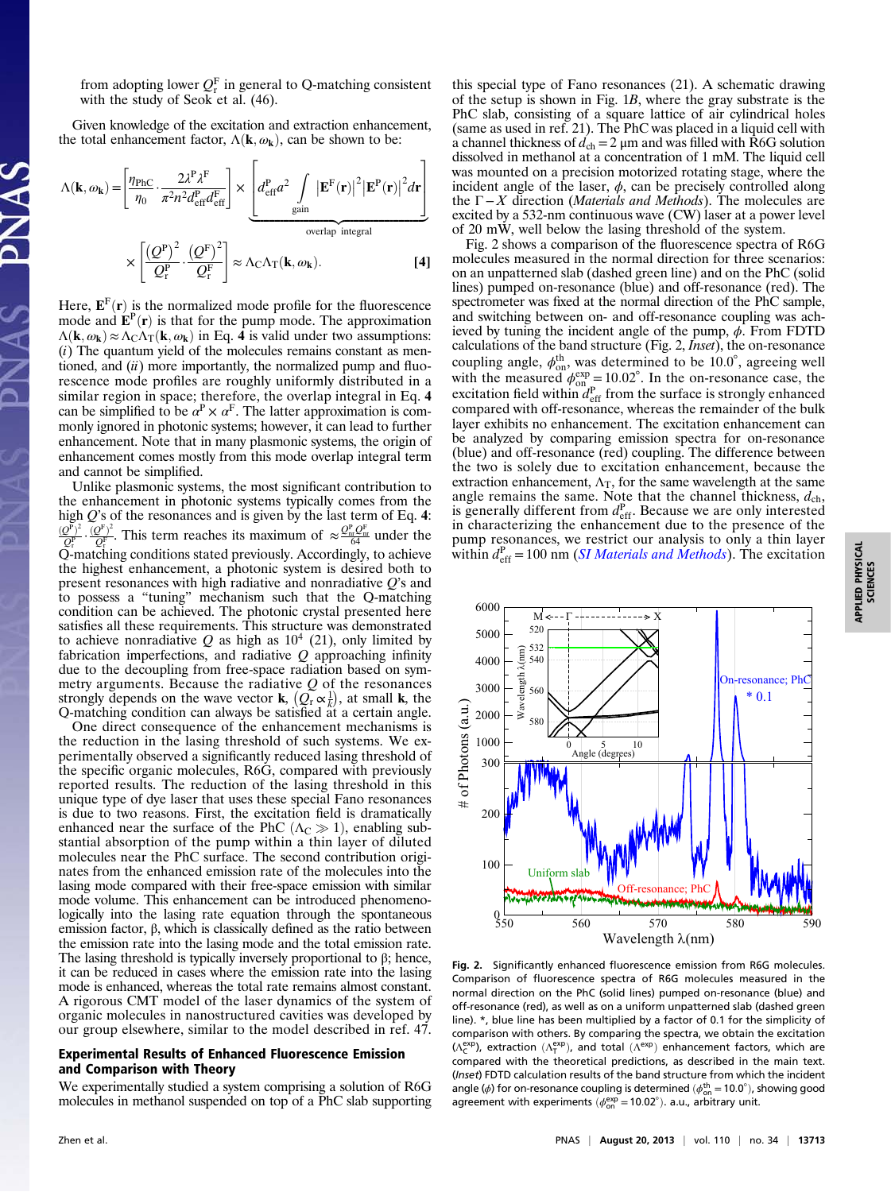from adopting lower $Q_r^F$ in general to Q-matching consistent with the study of Seok et al. (46).

Given knowledge of the excitation and extraction enhancement, the total enhancement factor, $\Lambda(\mathbf{k}, \omega_\mathbf{k})$, can be shown to be:

$$\Lambda(\mathbf{k}, \omega_\mathbf{k}) = \left[\frac{\eta_{\text{PhC}}}{\eta_0} \cdot \frac{2\lambda^P \lambda^F}{\pi^2 n^2 d_{\text{eff}}^P d_{\text{eff}}^F}\right] \times \underbrace{\left[d_{\text{eff}}^P a^2 \int_{\text{gain}} \left|\mathbf{E}^F(\mathbf{r})\right|^2 \left|\mathbf{E}^P(\mathbf{r})\right|^2 d\mathbf{r}\right]}_{\text{overlap integral}}$$

$$\times \left[\frac{\left(Q^P\right)^2}{Q_r^P} \cdot \frac{\left(Q^F\right)^2}{Q_r^F}\right] \approx \Lambda_C \Lambda_T(\mathbf{k}, \omega_\mathbf{k}). \qquad [4]$$

Here, $\mathbf{E}^F(\mathbf{r})$ is the normalized mode profile for the fluorescence mode and $\mathbf{E}^P(\mathbf{r})$ is that for the pump mode. The approximation $\Lambda(\mathbf{k}, \omega_\mathbf{k}) \approx \Lambda_C \Lambda_T(\mathbf{k}, \omega_\mathbf{k})$ in Eq. **4** is valid under two assumptions: (*i*) The quantum yield of the molecules remains constant as mentioned, and (*ii*) more importantly, the normalized pump and fluorescence mode profiles are roughly uniformly distributed in a similar region in space; therefore, the overlap integral in Eq. **4** can be simplified to be $\alpha^P \times \alpha^F$. The latter approximation is commonly ignored in photonic systems; however, it can lead to further enhancement. Note that in many plasmonic systems, the origin of enhancement comes mostly from this mode overlap integral term and cannot be simplified.

Unlike plasmonic systems, the most significant contribution to the enhancement in photonic systems typically comes from the high $Q$'s of the resonances and is given by the last term of Eq. **4**: $\frac{(Q^P)^2}{Q_r^P} \cdot \frac{(Q^F)^2}{Q_r^F}$. This term reaches its maximum of $\approx \frac{Q_{nr}^P Q_{nr}^F}{64}$ under the Q-matching conditions stated previously. Accordingly, to achieve the highest enhancement, a photonic system is desired both to present resonances with high radiative and nonradiative $Q$'s and to possess a "tuning" mechanism such that the Q-matching condition can be achieved. The photonic crystal presented here satisfies all these requirements. This structure was demonstrated to achieve nonradiative $Q$ as high as $10^4$ (21), only limited by fabrication imperfections, and radiative $Q$ approaching infinity due to the decoupling from free-space radiation based on symmetry arguments. Because the radiative $Q$ of the resonances strongly depends on the wave vector $\mathbf{k}$, $\left(Q_r \propto \frac{1}{k}\right)$, at small $\mathbf{k}$, the Q-matching condition can always be satisfied at a certain angle.

One direct consequence of the enhancement mechanisms is the reduction in the lasing threshold of such systems. We experimentally observed a significantly reduced lasing threshold of the specific organic molecules, R6G, compared with previously reported results. The reduction of the lasing threshold in this unique type of dye laser that uses these special Fano resonances is due to two reasons. First, the excitation field is dramatically enhanced near the surface of the PhC ($\Lambda_C \gg 1$), enabling substantial absorption of the pump within a thin layer of diluted molecules near the PhC surface. The second contribution originates from the enhanced emission rate of the molecules into the lasing mode compared with their free-space emission with similar mode volume. This enhancement can be introduced phenomenologically into the lasing rate equation through the spontaneous emission factor, β, which is classically defined as the ratio between the emission rate into the lasing mode and the total emission rate. The lasing threshold is typically inversely proportional to β; hence, it can be reduced in cases where the emission rate into the lasing mode is enhanced, whereas the total rate remains almost constant. A rigorous CMT model of the laser dynamics of the system of organic molecules in nanostructured cavities was developed by our group elsewhere, similar to the model described in ref. 47.

## Experimental Results of Enhanced Fluorescence Emission and Comparison with Theory

We experimentally studied a system comprising a solution of R6G molecules in methanol suspended on top of a PhC slab supporting this special type of Fano resonances (21). A schematic drawing of the setup is shown in Fig. 1*B*, where the gray substrate is the PhC slab, consisting of a square lattice of air cylindrical holes (same as used in ref. 21). The PhC was placed in a liquid cell with a channel thickness of $d_{ch} = 2$ μm and was filled with R6G solution dissolved in methanol at a concentration of 1 mM. The liquid cell was mounted on a precision motorized rotating stage, where the incident angle of the laser, $\phi$, can be precisely controlled along the $\Gamma - X$ direction (*Materials and Methods*). The molecules are excited by a 532-nm continuous wave (CW) laser at a power level of 20 mW, well below the lasing threshold of the system.

Fig. 2 shows a comparison of the fluorescence spectra of R6G molecules measured in the normal direction for three scenarios: on an unpatterned slab (dashed green line) and on the PhC (solid lines) pumped on-resonance (blue) and off-resonance (red). The spectrometer was fixed at the normal direction of the PhC sample, and switching between on- and off-resonance coupling was achieved by tuning the incident angle of the pump, $\phi$. From FDTD calculations of the band structure (Fig. 2, *Inset*), the on-resonance coupling angle, $\phi_{\text{on}}^{\text{th}}$, was determined to be 10.0°, agreeing well with the measured $\phi_{\text{on}}^{\text{exp}} = 10.02°$. In the on-resonance case, the excitation field within $d_{\text{eff}}^P$ from the surface is strongly enhanced compared with off-resonance, whereas the remainder of the bulk layer exhibits no enhancement. The excitation enhancement can be analyzed by comparing emission spectra for on-resonance (blue) and off-resonance (red) coupling. The difference between the two is solely due to excitation enhancement, because the extraction enhancement, $\Lambda_T$, for the same wavelength at the same angle remains the same. Note that the channel thickness, $d_{ch}$, is generally different from $d_{\text{eff}}^P$. Because we are only interested in characterizing the enhancement due to the presence of the pump resonances, we restrict our analysis to only a thin layer within $d_{\text{eff}}^P = 100$ nm (*SI Materials and Methods*). The excitation

**Fig. 2.** Significantly enhanced fluorescence emission from R6G molecules. Comparison of fluorescence spectra of R6G molecules measured in the normal direction on the PhC (solid lines) pumped on-resonance (blue) and off-resonance (red), as well as on a uniform unpatterned slab (dashed green line). *, blue line has been multiplied by a factor of 0.1 for the simplicity of comparison with others. By comparing the spectra, we obtain the excitation ($\Lambda_C^{\text{exp}}$), extraction ($\Lambda_T^{\text{exp}}$), and total ($\Lambda^{\text{exp}}$) enhancement factors, which are compared with the theoretical predictions, as described in the main text. (*Inset*) FDTD calculation results of the band structure from which the incident angle ($\phi$) for on-resonance coupling is determined ($\phi_{\text{on}}^{\text{th}} = 10.0°$), showing good agreement with experiments ($\phi_{\text{on}}^{\text{exp}} = 10.02°$). a.u., arbitrary unit.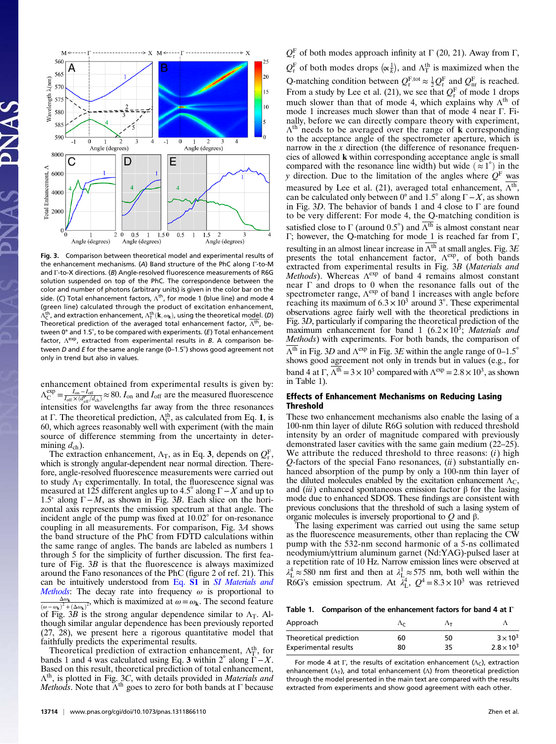**Fig. 3.** Comparison between theoretical model and experimental results of the enhancement mechanisms. (*A*) Band structure of the PhC along Γ-to-M and Γ-to-X directions. (*B*) Angle-resolved fluorescence measurements of R6G solution suspended on top of the PhC. The correspondence between the color and number of photons (arbitrary units) is given in the color bar on the side. (*C*) Total enhancement factors, $\Lambda^{th}$, for mode 1 (blue line) and mode 4 (green line) calculated through the product of excitation enhancement, $\Lambda_C^{th}$, and extraction enhancement, $\Lambda_T^{th}(\mathbf{k},\omega_\mathbf{k})$, using the theoretical model. (*D*) Theoretical prediction of the averaged total enhancement factor, $\overline{\Lambda^{th}}$, between 0° and 1.5°, to be compared with experiments. (*E*) Total enhancement factor, $\Lambda^{exp}$, extracted from experimental results in *B*. A comparison between *D* and *E* for the same angle range (0–1.5°) shows good agreement not only in trend but also in values.

enhancement obtained from experimental results is given by: $\Lambda_C^{exp} = \frac{I_{on}-I_{off}}{I_{off}\times(d_{eff}^F/d_{ch})} \approx 80$. $I_{on}$ and $I_{off}$ are the measured fluorescence intensities for wavelengths far away from the three resonances at Γ. The theoretical prediction, $\Lambda_C^{th}$, as calculated from Eq. **1**, is 60, which agrees reasonably well with experiment (with the main source of difference stemming from the uncertainty in determining $d_{ch}$).

The extraction enhancement, $\Lambda_T$, as in Eq. **3**, depends on $Q_r^F$, which is strongly angular-dependent near normal direction. Therefore, angle-resolved fluorescence measurements were carried out to study $\Lambda_T$ experimentally. In total, the fluorescence signal was measured at 125 different angles up to 4.5° along $\Gamma-X$ and up to 1.5° along $\Gamma-M$, as shown in Fig. 3*B*. Each slice on the horizontal axis represents the emission spectrum at that angle. The incident angle of the pump was fixed at 10.02° for on-resonance coupling in all measurements. For comparison, Fig. 3*A* shows the band structure of the PhC from FDTD calculations within the same range of angles. The bands are labeled as numbers 1 through 5 for the simplicity of further discussion. The first feature of Fig. 3*B* is that the fluorescence is always maximized around the Fano resonances of the PhC (figure 2 of ref. 21). This can be intuitively understood from Eq. **S1** in *SI Materials and Methods*: The decay rate into frequency $\omega$ is proportional to $\frac{\Delta\omega_\mathbf{k}}{(\omega-\omega_\mathbf{k})^2+(\Delta\omega_\mathbf{k})^2}$, which is maximized at $\omega=\omega_\mathbf{k}$. The second feature of Fig. 3*B* is the strong angular dependence similar to $\Lambda_T$. Although similar angular dependence has been previously reported (27, 28), we present here a rigorous quantitative model that faithfully predicts the experimental results.

Theoretical prediction of extraction enhancement, $\Lambda_T^{th}$, for bands 1 and 4 was calculated using Eq. **3** within 2° along $\Gamma-X$. Based on this result, theoretical prediction of total enhancement, $\Lambda^{th}$, is plotted in Fig. 3*C*, with details provided in *Materials and Methods*. Note that $\Lambda^{th}$ goes to zero for both bands at Γ because $Q_r^F$ of both modes approach infinity at Γ (20, 21). Away from Γ, $Q_r^F$ of both modes drops ($\propto\frac{1}{k}$), and $\Lambda_T^{th}$ is maximized when the Q-matching condition between $Q_r^{F,tot} \approx \frac{1}{2}Q_r^F$ and $Q_{nr}^F$ is reached. From a study by Lee et al. (21), we see that $Q_r^F$ of mode 1 drops much slower than that of mode 4, which explains why $\Lambda^{th}$ of mode 1 increases much slower than that of mode 4 near Γ. Finally, before we can directly compare theory with experiment, $\Lambda^{th}$ needs to be averaged over the range of $\mathbf{k}$ corresponding to the acceptance angle of the spectrometer aperture, which is narrow in the *x* direction (the difference of resonance frequencies of allowed $\mathbf{k}$ within corresponding acceptance angle is small compared with the resonance line width) but wide ($\approx 1°$) in the *y* direction. Due to the limitation of the angles where $Q^F$ was measured by Lee et al. (21), averaged total enhancement, $\overline{\Lambda^{th}}$, can be calculated only between 0° and 1.5° along $\Gamma-X$, as shown in Fig. 3*D*. The behavior of bands 1 and 4 close to Γ are found to be very different: For mode 4, the Q-matching condition is satisfied close to Γ (around 0.5°) and $\overline{\Lambda^{th}}$ is almost constant near Γ; however, the Q-matching for mode 1 is reached far from Γ, resulting in an almost linear increase in $\overline{\Lambda^{th}}$ at small angles. Fig. 3*E* presents the total enhancement factor, $\Lambda^{exp}$, of both bands extracted from experimental results in Fig. 3*B* (*Materials and Methods*). Whereas $\Lambda^{exp}$ of band 4 remains almost constant near Γ and drops to 0 when the resonance falls out of the spectrometer range, $\Lambda^{exp}$ of band 1 increases with angle before reaching its maximum of $6.3\times10^3$ around 3°. These experimental observations agree fairly well with the theoretical predictions in Fig. 3*D*, particularly if comparing the theoretical prediction of the maximum enhancement for band 1 ($6.2\times10^3$; *Materials and Methods*) with experiments. For both bands, the comparison of $\overline{\Lambda^{th}}$ in Fig. 3*D* and $\Lambda^{exp}$ in Fig. 3*E* within the angle range of 0–1.5° shows good agreement not only in trends but in values (e.g., for band 4 at Γ, $\overline{\Lambda^{th}} = 3\times10^3$ compared with $\Lambda^{exp} = 2.8\times10^3$, as shown in Table 1).

## Effects of Enhancement Mechanisms on Reducing Lasing Threshold

These two enhancement mechanisms also enable the lasing of a 100-nm thin layer of dilute R6G solution with reduced threshold intensity by an order of magnitude compared with previously demonstrated laser cavities with the same gain medium (22–25). We attribute the reduced threshold to three reasons: (*i*) high *Q*-factors of the special Fano resonances, (*ii*) substantially enhanced absorption of the pump by only a 100-nm thin layer of the diluted molecules enabled by the excitation enhancement $\Lambda_C$, and (*iii*) enhanced spontaneous emission factor β for the lasing mode due to enhanced SDOS. These findings are consistent with previous conclusions that the threshold of such a lasing system of organic molecules is inversely proportional to *Q* and β.

The lasing experiment was carried out using the same setup as the fluorescence measurements, other than replacing the CW pump with the 532-nm second harmonic of a 5-ns collimated neodymium/yttrium aluminum garnet (Nd:YAG)-pulsed laser at a repetition rate of 10 Hz. Narrow emission lines were observed at $\lambda_L^4 \approx 580$ nm first and then at $\lambda_L^1 \approx 575$ nm, both well within the R6G's emission spectrum. At $\lambda_L^4$, $Q^4 = 8.3\times10^3$ was retrieved

**Table 1. Comparison of the enhancement factors for band 4 at Γ**

| Approach | $\Lambda_C$ | $\Lambda_T$ | $\Lambda$ |
|---|---|---|---|
| Theoretical prediction | 60 | 50 | $3\times10^3$ |
| Experimental results | 80 | 35 | $2.8\times10^3$ |

For mode 4 at Γ, the results of excitation enhancement ($\Lambda_C$), extraction enhancement ($\Lambda_T$), and total enhancement ($\Lambda$) from theoretical prediction through the model presented in the main text are compared with the results extracted from experiments and show good agreement with each other.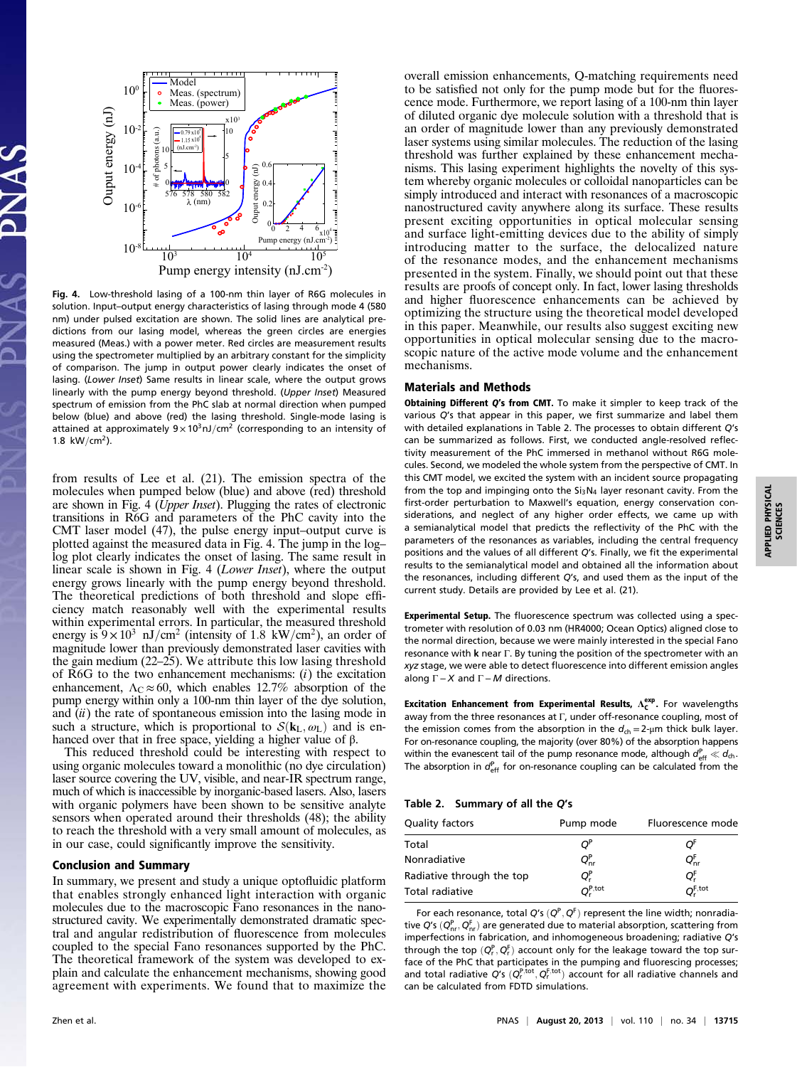**Fig. 4.** Low-threshold lasing of a 100-nm thin layer of R6G molecules in solution. Input–output energy characteristics of lasing through mode 4 (580 nm) under pulsed excitation are shown. The solid lines are analytical predictions from our lasing model, whereas the green circles are energies measured (Meas.) with a power meter. Red circles are measurement results using the spectrometer multiplied by an arbitrary constant for the simplicity of comparison. The jump in output power clearly indicates the onset of lasing. (*Lower Inset*) Same results in linear scale, where the output grows linearly with the pump energy beyond threshold. (*Upper Inset*) Measured spectrum of emission from the PhC slab at normal direction when pumped below (blue) and above (red) the lasing threshold. Single-mode lasing is attained at approximately $9\times10^{3}$ nJ/cm$^2$ (corresponding to an intensity of 1.8 kW/cm$^2$).

from results of Lee et al. (21). The emission spectra of the molecules when pumped below (blue) and above (red) threshold are shown in Fig. 4 (*Upper Inset*). Plugging the rates of electronic transitions in R6G and parameters of the PhC cavity into the CMT laser model (47), the pulse energy input–output curve is plotted against the measured data in Fig. 4. The jump in the log–log plot clearly indicates the onset of lasing. The same result in linear scale is shown in Fig. 4 (*Lower Inset*), where the output energy grows linearly with the pump energy beyond threshold. The theoretical predictions of both threshold and slope efficiency match reasonably well with the experimental results within experimental errors. In particular, the measured threshold energy is $9\times10^{3}$ nJ/cm$^2$ (intensity of 1.8 kW/cm$^2$), an order of magnitude lower than previously demonstrated laser cavities with the gain medium (22–25). We attribute this low lasing threshold of R6G to the two enhancement mechanisms: (*i*) the excitation enhancement, $\Lambda_C\approx60$, which enables 12.7% absorption of the pump energy within only a 100-nm thin layer of the dye solution, and (*ii*) the rate of spontaneous emission into the lasing mode in such a structure, which is proportional to $S(\mathbf{k}_L,\omega_L)$ and is enhanced over that in free space, yielding a higher value of β.

This reduced threshold could be interesting with respect to using organic molecules toward a monolithic (no dye circulation) laser source covering the UV, visible, and near-IR spectrum range, much of which is inaccessible by inorganic-based lasers. Also, lasers with organic polymers have been shown to be sensitive analyte sensors when operated around their thresholds (48); the ability to reach the threshold with a very small amount of molecules, as in our case, could significantly improve the sensitivity.

## Conclusion and Summary

In summary, we present and study a unique optofluidic platform that enables strongly enhanced light interaction with organic molecules due to the macroscopic Fano resonances in the nanostructured cavity. We experimentally demonstrated dramatic spectral and angular redistribution of fluorescence from molecules coupled to the special Fano resonances supported by the PhC. The theoretical framework of the system was developed to explain and calculate the enhancement mechanisms, showing good agreement with experiments. We found that to maximize the overall emission enhancements, Q-matching requirements need to be satisfied not only for the pump mode but for the fluorescence mode. Furthermore, we report lasing of a 100-nm thin layer of diluted organic dye molecule solution with a threshold that is an order of magnitude lower than any previously demonstrated laser systems using similar molecules. The reduction of the lasing threshold was further explained by these enhancement mechanisms. This lasing experiment highlights the novelty of this system whereby organic molecules or colloidal nanoparticles can be simply introduced and interact with resonances of a macroscopic nanostructured cavity anywhere along its surface. These results present exciting opportunities in optical molecular sensing and surface light-emitting devices due to the ability of simply introducing matter to the surface, the delocalized nature of the resonance modes, and the enhancement mechanisms presented in the system. Finally, we should point out that these results are proofs of concept only. In fact, lower lasing thresholds and higher fluorescence enhancements can be achieved by optimizing the structure using the theoretical model developed in this paper. Meanwhile, our results also suggest exciting new opportunities in optical molecular sensing due to the macroscopic nature of the active mode volume and the enhancement mechanisms.

## Materials and Methods

**Obtaining Different *Q*'s from CMT.** To make it simpler to keep track of the various *Q*'s that appear in this paper, we first summarize and label them with detailed explanations in Table 2. The processes to obtain different *Q*'s can be summarized as follows. First, we conducted angle-resolved reflectivity measurement of the PhC immersed in methanol without R6G molecules. Second, we modeled the whole system from the perspective of CMT. In this CMT model, we excited the system with an incident source propagating from the top and impinging onto the $Si_3N_4$ layer resonant cavity. From the first-order perturbation to Maxwell's equation, energy conservation considerations, and neglect of any higher order effects, we came up with a semianalytical model that predicts the reflectivity of the PhC with the parameters of the resonances as variables, including the central frequency positions and the values of all different *Q*'s. Finally, we fit the experimental results to the semianalytical model and obtained all the information about the resonances, including different *Q*'s, and used them as the input of the current study. Details are provided by Lee et al. (21).

**Experimental Setup.** The fluorescence spectrum was collected using a spectrometer with resolution of 0.03 nm (HR4000; Ocean Optics) aligned close to the normal direction, because we were mainly interested in the special Fano resonance with **k** near Γ. By tuning the position of the spectrometer with an *xyz* stage, we were able to detect fluorescence into different emission angles along $\Gamma-X$ and $\Gamma-M$ directions.

**Excitation Enhancement from Experimental Results, $\Lambda_C^{exp}$.** For wavelengths away from the three resonances at Γ, under off-resonance coupling, most of the emission comes from the absorption in the $d_{ch}=2$-μm thick bulk layer. For on-resonance coupling, the majority (over 80%) of the absorption happens within the evanescent tail of the pump resonance mode, although $d_{eff}^{P}\ll d_{ch}$. The absorption in $d_{eff}^{P}$ for on-resonance coupling can be calculated from the

**Table 2. Summary of all the *Q*'s**

| Quality factors | Pump mode | Fluorescence mode |
|---|---|---|
| Total | $Q^P$ | $Q^F$ |
| Nonradiative | $Q_{nr}^P$ | $Q_{nr}^F$ |
| Radiative through the top | $Q_r^P$ | $Q_r^F$ |
| Total radiative | $Q_r^{P,tot}$ | $Q_r^{F,tot}$ |

For each resonance, total *Q*'s ($Q^P, Q^F$) represent the line width; nonradiative *Q*'s ($Q_{nr}^P, Q_{nr}^F$) are generated due to material absorption, scattering from imperfections in fabrication, and inhomogeneous broadening; radiative *Q*'s through the top ($Q_r^P, Q_r^F$) account only for the leakage toward the top surface of the PhC that participates in the pumping and fluorescing processes; and total radiative *Q*'s ($Q_r^{P,tot}, Q_r^{F,tot}$) account for all radiative channels and can be calculated from FDTD simulations.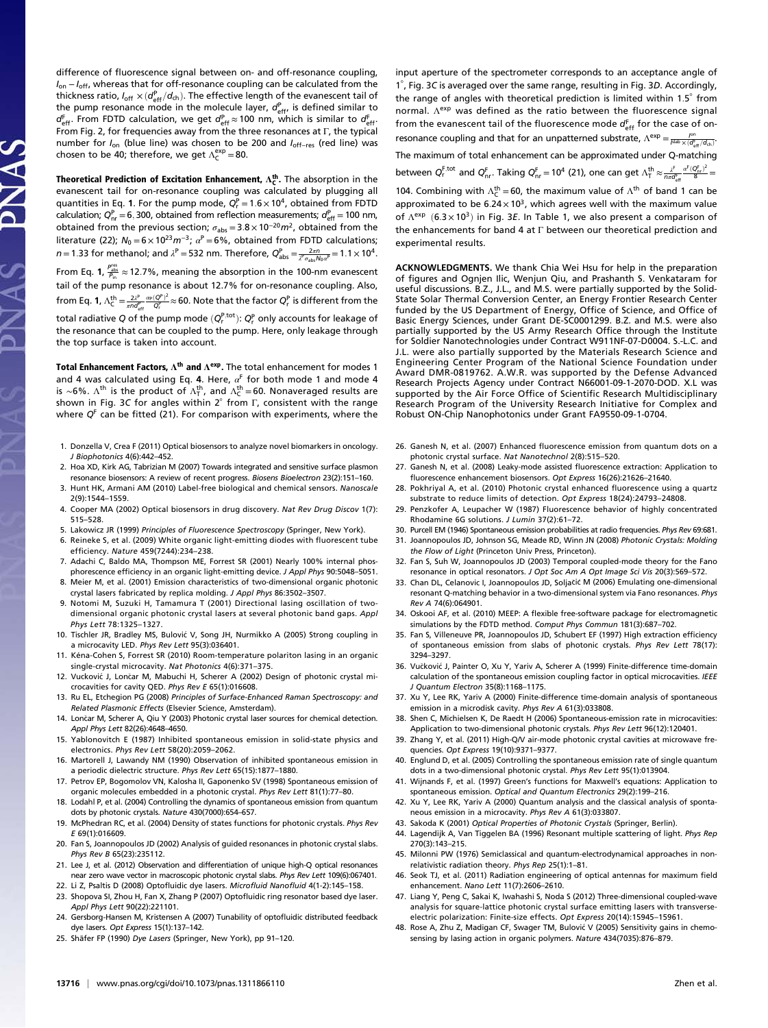difference of fluorescence signal between on- and off-resonance coupling, $I_{on} - I_{off}$, whereas that for off-resonance coupling can be calculated from the thickness ratio, $I_{off} \times (d^{P}_{eff}/d_{ch})$. The effective length of the evanescent tail of the pump resonance mode in the molecule layer, $d^{P}_{eff}$, is defined similar to $d^{F}_{eff}$. From FDTD calculation, we get $d^{P}_{eff} \approx 100$ nm, which is similar to $d^{F}_{eff}$. From Fig. 2, for frequencies away from the three resonances at Γ, the typical number for $I_{on}$ (blue line) was chosen to be 200 and $I_{off-res}$ (red line) was chosen to be 40; therefore, we get $\Lambda^{exp}_{C} = 80$.

**Theoretical Prediction of Excitation Enhancement, $\Lambda^{th}_{C}$.** The absorption in the evanescent tail for on-resonance coupling was calculated by plugging all quantities in Eq. **1**. For the pump mode, $Q^{P}_{r} = 1.6 \times 10^{4}$, obtained from FDTD calculation; $Q^{P}_{nr} = 6,300$, obtained from reflection measurements; $d^{P}_{eff} = 100$ nm, obtained from the previous section; $\sigma_{abs} = 3.8 \times 10^{-20} m^{2}$, obtained from the literature (22); $N_0 = 6 \times 10^{23} m^{-3}$; $\alpha^{P} = 6\%$, obtained from FDTD calculations; $n = 1.33$ for methanol; and $\lambda^{P} = 532$ nm. Therefore, $Q^{P}_{abs} = \frac{2\pi n}{\lambda^{P}\sigma_{abs}N_0\alpha^{P}} = 1.1 \times 10^{4}$. From Eq. **1**, $\frac{P^{res}_{abs}}{P_{in}} \approx 12.7\%$, meaning the absorption in the 100-nm evanescent tail of the pump resonance is about 12.7% for on-resonance coupling. Also, from Eq. **1**, $\Lambda^{th}_{C} = \frac{2\lambda^{P}}{\pi n d^{P}_{eff}} \frac{\alpha^{P}(Q^{P})^{2}}{Q^{P}_{r}} \approx 60$. Note that the factor $Q^{P}_{r}$ is different from the total radiative $Q$ of the pump mode ($Q^{P,tot}_{r}$): $Q^{P}_{r}$ only accounts for leakage of the resonance that can be coupled to the pump. Here, only leakage through the top surface is taken into account.

**Total Enhancement Factors, $\Lambda^{th}$ and $\Lambda^{exp}$.** The total enhancement for modes 1 and 4 was calculated using Eq. **4**. Here, $\alpha^{F}$ for both mode 1 and mode 4 is ∼6%. $\Lambda^{th}$ is the product of $\Lambda^{th}_{T}$, and $\Lambda^{th}_{C} = 60$. Nonaveraged results are shown in Fig. 3*C* for angles within 2° from Γ, consistent with the range where $Q^{F}$ can be fitted (21). For comparison with experiments, where the input aperture of the spectrometer corresponds to an acceptance angle of 1°, Fig. 3*C* is averaged over the same range, resulting in Fig. 3*D*. Accordingly, the range of angles with theoretical prediction is limited within 1.5° from normal. $\Lambda^{exp}$ was defined as the ratio between the fluorescence signal from the evanescent tail of the fluorescence mode $d^{F}_{eff}$ for the case of on-resonance coupling and that for an unpatterned substrate, $\Lambda^{exp} = \frac{I^{on}}{I^{slab} \times (d^{F}_{eff}/d_{ch})}$.

The maximum of total enhancement can be approximated under Q-matching between $Q^{F,tot}_{r}$ and $Q^{F}_{nr}$. Taking $Q^{F}_{nr} = 10^{4}$ (21), one can get $\Lambda^{th}_{T} \approx \frac{\lambda^{F}}{n\pi d^{F}_{eff}} \frac{\alpha^{F}(Q^{F}_{nr})^{2}}{8} = 104$. Combining with $\Lambda^{th}_{C} = 60$, the maximum value of $\Lambda^{th}$ of band 1 can be approximated to be $6.24 \times 10^{3}$, which agrees well with the maximum value of $\Lambda^{exp}$ $(6.3 \times 10^{3})$ in Fig. 3*E*. In Table 1, we also present a comparison of the enhancements for band 4 at Γ between our theoretical prediction and experimental results.

**ACKNOWLEDGMENTS.** We thank Chia Wei Hsu for help in the preparation of figures and Ognjen Ilic, Wenjun Qiu, and Prashanth S. Venkataram for useful discussions. B.Z., J.L., and M.S. were partially supported by the Solid-State Solar Thermal Conversion Center, an Energy Frontier Research Center funded by the US Department of Energy, Office of Science, and Office of Basic Energy Sciences, under Grant DE-SC0001299. B.Z. and M.S. were also partially supported by the US Army Research Office through the Institute for Soldier Nanotechnologies under Contract W911NF-07-D0004. S.-L.C. and J.L. were also partially supported by the Materials Research Science and Engineering Center Program of the National Science Foundation under Award DMR-0819762. A.W.R. was supported by the Defense Advanced Research Projects Agency under Contract N66001-09-1-2070-DOD. X.L was supported by the Air Force Office of Scientific Research Multidisciplinary Research Program of the University Research Initiative for Complex and Robust ON-Chip Nanophotonics under Grant FA9550-09-1-0704.

1. Donzella V, Crea F (2011) Optical biosensors to analyze novel biomarkers in oncology. *J Biophotonics* 4(6):442–452.
2. Hoa XD, Kirk AG, Tabrizian M (2007) Towards integrated and sensitive surface plasmon resonance biosensors: A review of recent progress. *Biosens Bioelectron* 23(2):151–160.
3. Hunt HK, Armani AM (2010) Label-free biological and chemical sensors. *Nanoscale* 2(9):1544–1559.
4. Cooper MA (2002) Optical biosensors in drug discovery. *Nat Rev Drug Discov* 1(7): 515–528.
5. Lakowicz JR (1999) *Principles of Fluorescence Spectroscopy* (Springer, New York).
6. Reineke S, et al. (2009) White organic light-emitting diodes with fluorescent tube efficiency. *Nature* 459(7244):234–238.
7. Adachi C, Baldo MA, Thompson ME, Forrest SR (2001) Nearly 100% internal phosphorescence efficiency in an organic light-emitting device. *J Appl Phys* 90:5048–5051.
8. Meier M, et al. (2001) Emission characteristics of two-dimensional organic photonic crystal lasers fabricated by replica molding. *J Appl Phys* 86:3502–3507.
9. Notomi M, Suzuki H, Tamamura T (2001) Directional lasing oscillation of two-dimensional organic photonic crystal lasers at several photonic band gaps. *Appl Phys Lett* 78:1325–1327.
10. Tischler JR, Bradley MS, Bulović V, Song JH, Nurmikko A (2005) Strong coupling in a microcavity LED. *Phys Rev Lett* 95(3):036401.
11. Kéna-Cohen S, Forrest SR (2010) Room-temperature polariton lasing in an organic single-crystal microcavity. *Nat Photonics* 4(6):371–375.
12. Vučković J, Lončar M, Mabuchi H, Scherer A (2002) Design of photonic crystal microcavities for cavity QED. *Phys Rev E* 65(1):016608.
13. Ru EL, Etchegion PG (2008) *Principles of Surface-Enhanced Raman Spectroscopy: and Related Plasmonic Effects* (Elsevier Science, Amsterdam).
14. Lončar M, Scherer A, Qiu Y (2003) Photonic crystal laser sources for chemical detection. *Appl Phys Lett* 82(26):4648–4650.
15. Yablonovitch E (1987) Inhibited spontaneous emission in solid-state physics and electronics. *Phys Rev Lett* 58(20):2059–2062.
16. Martorell J, Lawandy NM (1990) Observation of inhibited spontaneous emission in a periodic dielectric structure. *Phys Rev Lett* 65(15):1877–1880.
17. Petrov EP, Bogomolov VN, Kalosha II, Gaponenko SV (1998) Spontaneous emission of organic molecules embedded in a photonic crystal. *Phys Rev Lett* 81(1):77–80.
18. Lodahl P, et al. (2004) Controlling the dynamics of spontaneous emission from quantum dots by photonic crystals. *Nature* 430(7000):654–657.
19. McPhedran RC, et al. (2004) Density of states functions for photonic crystals. *Phys Rev E* 69(1):016609.
20. Fan S, Joannopoulos JD (2002) Analysis of guided resonances in photonic crystal slabs. *Phys Rev B* 65(23):235112.
21. Lee J, et al. (2012) Observation and differentiation of unique high-Q optical resonances near zero wave vector in macroscopic photonic crystal slabs. *Phys Rev Lett* 109(6):067401.
22. Li Z, Psaltis D (2008) Optofluidic dye lasers. *Microfluid Nanofluid* 4(1-2):145–158.
23. Shopova SI, Zhou H, Fan X, Zhang P (2007) Optofluidic ring resonator based dye laser. *Appl Phys Lett* 90(22):221101.
24. Gersborg-Hansen M, Kristensen A (2007) Tunability of optofluidic distributed feedback dye lasers. *Opt Express* 15(1):137–142.
25. Shäfer FP (1990) *Dye Lasers* (Springer, New York), pp 91–120.
26. Ganesh N, et al. (2007) Enhanced fluorescence emission from quantum dots on a photonic crystal surface. *Nat Nanotechnol* 2(8):515–520.
27. Ganesh N, et al. (2008) Leaky-mode assisted fluorescence extraction: Application to fluorescence enhancement biosensors. *Opt Express* 16(26):21626–21640.
28. Pokhriyal A, et al. (2010) Photonic crystal enhanced fluorescence using a quartz substrate to reduce limits of detection. *Opt Express* 18(24):24793–24808.
29. Penzkofer A, Leupacher W (1987) Fluorescence behavior of highly concentrated Rhodamine 6G solutions. *J Lumin* 37(2):61–72.
30. Purcell EM (1946) Spontaneous emission probabilities at radio frequencies. *Phys Rev* 69:681.
31. Joannopoulos JD, Johnson SG, Meade RD, Winn JN (2008) *Photonic Crystals: Molding the Flow of Light* (Princeton Univ Press, Princeton).
32. Fan S, Suh W, Joannopoulos JD (2003) Temporal coupled-mode theory for the Fano resonance in optical resonators. *J Opt Soc Am A Opt Image Sci Vis* 20(3):569–572.
33. Chan DL, Celanovic I, Joannopoulos JD, Soljačić M (2006) Emulating one-dimensional resonant Q-matching behavior in a two-dimensional system via Fano resonances. *Phys Rev A* 74(6):064901.
34. Oskooi AF, et al. (2010) MEEP: A flexible free-software package for electromagnetic simulations by the FDTD method. *Comput Phys Commun* 181(3):687–702.
35. Fan S, Villeneuve PR, Joannopoulos JD, Schubert EF (1997) High extraction efficiency of spontaneous emission from slabs of photonic crystals. *Phys Rev Lett* 78(17): 3294–3297.
36. Vučković J, Painter O, Xu Y, Yariv A, Scherer A (1999) Finite-difference time-domain calculation of the spontaneous emission coupling factor in optical microcavities. *IEEE J Quantum Electron* 35(8):1168–1175.
37. Xu Y, Lee RK, Yariv A (2000) Finite-difference time-domain analysis of spontaneous emission in a microdisk cavity. *Phys Rev A* 61(3):033808.
38. Shen C, Michielsen K, De Raedt H (2006) Spontaneous-emission rate in microcavities: Application to two-dimensional photonic crystals. *Phys Rev Lett* 96(12):120401.
39. Zhang Y, et al. (2011) High-Q/V air-mode photonic crystal cavities at microwave frequencies. *Opt Express* 19(10):9371–9377.
40. Englund D, et al. (2005) Controlling the spontaneous emission rate of single quantum dots in a two-dimensional photonic crystal. *Phys Rev Lett* 95(1):013904.
41. Wijnands F, et al. (1997) Green's functions for Maxwell's equations: Application to spontaneous emission. *Optical and Quantum Electronics* 29(2):199–216.
42. Xu Y, Lee RK, Yariv A (2000) Quantum analysis and the classical analysis of spontaneous emission in a microcavity. *Phys Rev A* 61(3):033807.
43. Sakoda K (2001) *Optical Properties of Photonic Crystals* (Springer, Berlin).
44. Lagendijk A, Van Tiggelen BA (1996) Resonant multiple scattering of light. *Phys Rep* 270(3):143–215.
45. Milonni PW (1976) Semiclassical and quantum-electrodynamical approaches in nonrelativistic radiation theory. *Phys Rep* 25(1):1–81.
46. Seok TJ, et al. (2011) Radiation engineering of optical antennas for maximum field enhancement. *Nano Lett* 11(7):2606–2610.
47. Liang Y, Peng C, Sakai K, Iwahashi S, Noda S (2012) Three-dimensional coupled-wave analysis for square-lattice photonic crystal surface emitting lasers with transverse-electric polarization: Finite-size effects. *Opt Express* 20(14):15945–15961.
48. Rose A, Zhu Z, Madigan CF, Swager TM, Bulović V (2005) Sensitivity gains in chemosensing by lasing action in organic polymers. *Nature* 434(7035):876–879.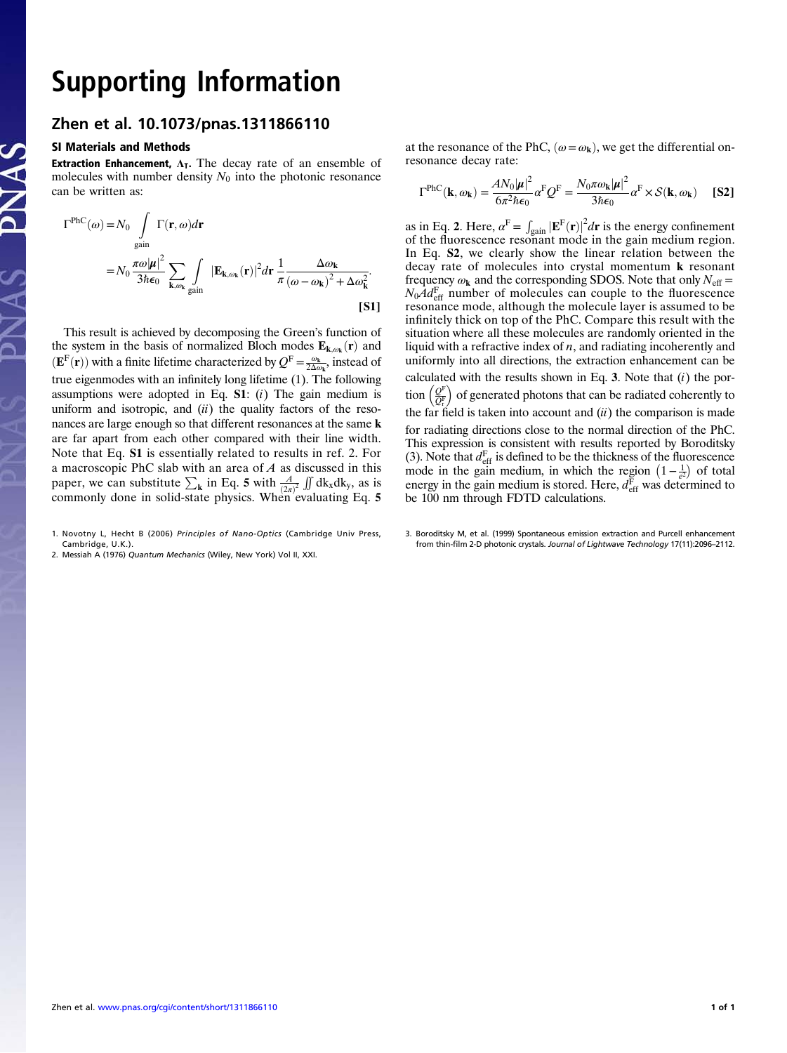# Supporting Information

## Zhen et al. 10.1073/pnas.1311866110

### SI Materials and Methods

**Extraction Enhancement, $\Lambda_T$.** The decay rate of an ensemble of molecules with number density $N_0$ into the photonic resonance can be written as:

$$\Gamma^{\mathrm{PhC}}(\omega) = N_0 \int_{\mathrm{gain}} \Gamma(\mathbf{r},\omega) d\mathbf{r} = N_0 \frac{\pi\omega|\boldsymbol{\mu}|^2}{3\hbar\epsilon_0} \sum_{\mathbf{k},\omega_{\mathbf{k}}} \int_{\mathrm{gain}} |\mathbf{E}_{\mathbf{k},\omega_{\mathbf{k}}}(\mathbf{r})|^2 d\mathbf{r} \, \frac{1}{\pi} \frac{\Delta\omega_{\mathbf{k}}}{(\omega-\omega_{\mathbf{k}})^2 + \Delta\omega_{\mathbf{k}}^2}. \quad \text{[S1]}$$

This result is achieved by decomposing the Green's function of the system in the basis of normalized Bloch modes $\mathbf{E}_{\mathbf{k},\omega_{\mathbf{k}}}(\mathbf{r})$ and $(\mathbf{E}^{\mathrm{F}}(\mathbf{r}))$ with a finite lifetime characterized by $Q^{\mathrm{F}} = \frac{\omega_{\mathbf{k}}}{2\Delta\omega_{\mathbf{k}}}$, instead of true eigenmodes with an infinitely long lifetime (1). The following assumptions were adopted in Eq. **S1**: (*i*) The gain medium is uniform and isotropic, and (*ii*) the quality factors of the resonances are large enough so that different resonances at the same **k** are far apart from each other compared with their line width. Note that Eq. **S1** is essentially related to results in ref. 2. For a macroscopic PhC slab with an area of $A$ as discussed in this paper, we can substitute $\sum_{\mathbf{k}}$ in Eq. **5** with $\frac{A}{(2\pi)^2}\iint \mathrm{d}k_x \mathrm{d}k_y$, as is commonly done in solid-state physics. When evaluating Eq. **5** at the resonance of the PhC, $(\omega = \omega_{\mathbf{k}})$, we get the differential on-resonance decay rate:

$$\Gamma^{\mathrm{PhC}}(\mathbf{k},\omega_{\mathbf{k}}) = \frac{AN_0|\boldsymbol{\mu}|^2}{6\pi^2\hbar\epsilon_0}\alpha^{\mathrm{F}} Q^{\mathrm{F}} = \frac{N_0\pi\omega_{\mathbf{k}}|\boldsymbol{\mu}|^2}{3\hbar\epsilon_0}\alpha^{\mathrm{F}} \times \mathcal{S}(\mathbf{k},\omega_{\mathbf{k}}) \quad \text{[S2]}$$

as in Eq. **2**. Here, $\alpha^{\mathrm{F}} = \int_{\mathrm{gain}} |\mathbf{E}^{\mathrm{F}}(\mathbf{r})|^2 d\mathbf{r}$ is the energy confinement of the fluorescence resonant mode in the gain medium region. In Eq. **S2**, we clearly show the linear relation between the decay rate of molecules into crystal momentum **k** resonant frequency $\omega_{\mathbf{k}}$ and the corresponding SDOS. Note that only $N_{\mathrm{eff}} = N_0 A d_{\mathrm{eff}}^{\mathrm{F}}$ number of molecules can couple to the fluorescence resonance mode, although the molecule layer is assumed to be infinitely thick on top of the PhC. Compare this result with the situation where all these molecules are randomly oriented in the liquid with a refractive index of $n$, and radiating incoherently and uniformly into all directions, the extraction enhancement can be calculated with the results shown in Eq. **3**. Note that (*i*) the portion $\left(\frac{Q^{\mathrm{F}}}{Q_r^{\mathrm{F}}}\right)$ of generated photons that can be radiated coherently to the far field is taken into account and (*ii*) the comparison is made for radiating directions close to the normal direction of the PhC. This expression is consistent with results reported by Boroditsky (3). Note that $d_{\mathrm{eff}}^{\mathrm{F}}$ is defined to be the thickness of the fluorescence mode in the gain medium, in which the region $\left(1-\frac{1}{e^2}\right)$ of total energy in the gain medium is stored. Here, $d_{\mathrm{eff}}^{\mathrm{F}}$ was determined to be 100 nm through FDTD calculations.

1. Novotny L, Hecht B (2006) *Principles of Nano-Optics* (Cambridge Univ Press, Cambridge, U.K.).
2. Messiah A (1976) *Quantum Mechanics* (Wiley, New York) Vol II, XXI.
3. Boroditsky M, et al. (1999) Spontaneous emission extraction and Purcell enhancement from thin-film 2-D photonic crystals. *Journal of Lightwave Technology* 17(11):2096–2112.